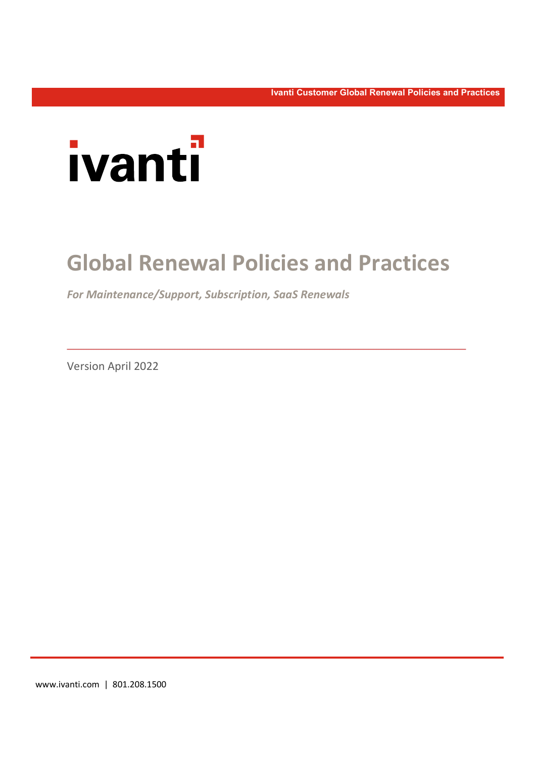ivanti

# Global Renewal Policies and Practices

*For Maintenance/Support, Subscription, SaaS Renewals*

Version April 2022

www.ivanti.com | 801.208.1500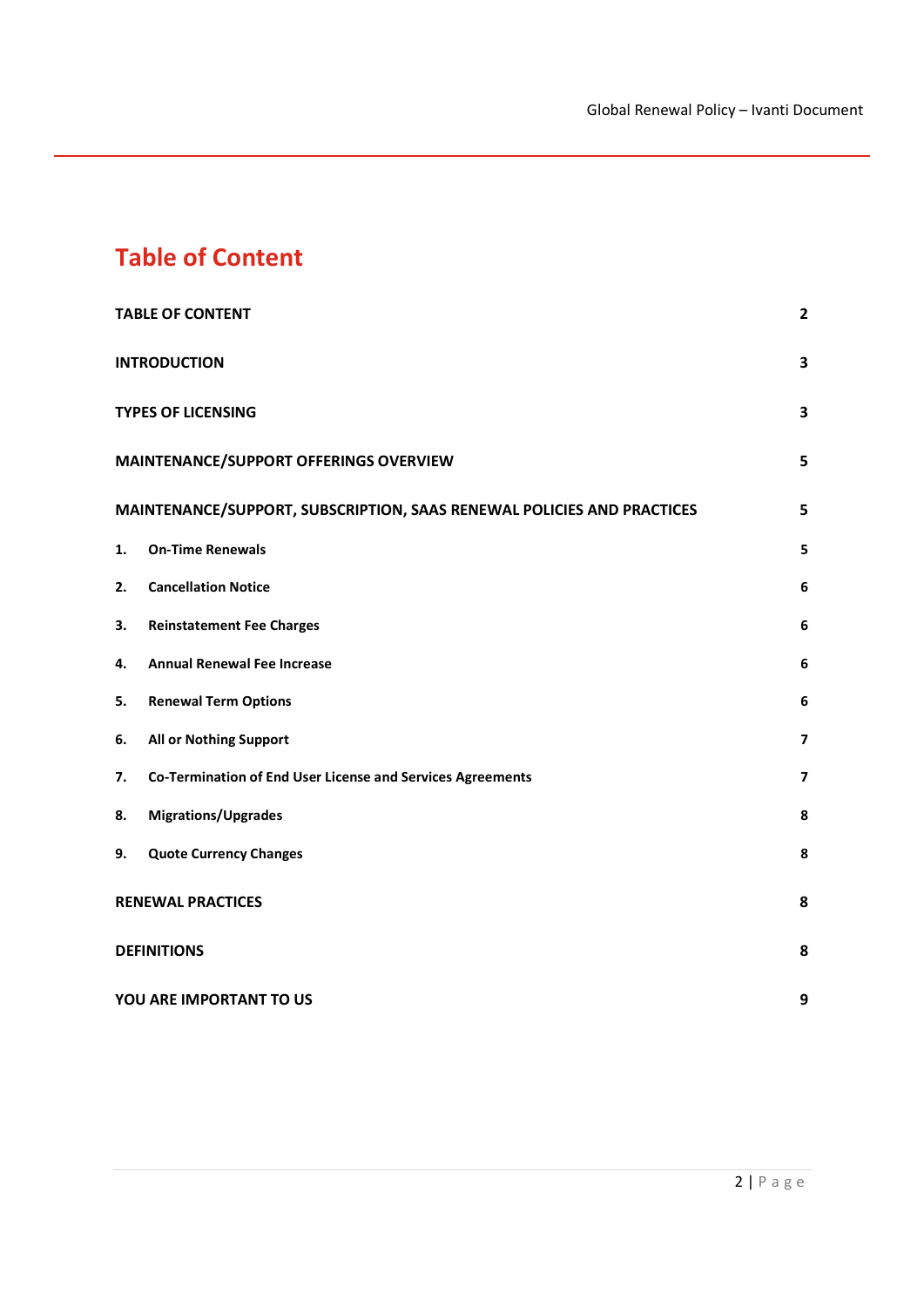# Table of Content

| | |
|---|---|
| **TABLE OF CONTENT** | **2** |
| **INTRODUCTION** | **3** |
| **TYPES OF LICENSING** | **3** |
| **MAINTENANCE/SUPPORT OFFERINGS OVERVIEW** | **5** |
| **MAINTENANCE/SUPPORT, SUBSCRIPTION, SAAS RENEWAL POLICIES AND PRACTICES** | **5** |
| **1. On-Time Renewals** | **5** |
| **2. Cancellation Notice** | **6** |
| **3. Reinstatement Fee Charges** | **6** |
| **4. Annual Renewal Fee Increase** | **6** |
| **5. Renewal Term Options** | **6** |
| **6. All or Nothing Support** | **7** |
| **7. Co-Termination of End User License and Services Agreements** | **7** |
| **8. Migrations/Upgrades** | **8** |
| **9. Quote Currency Changes** | **8** |
| **RENEWAL PRACTICES** | **8** |
| **DEFINITIONS** | **8** |
| **YOU ARE IMPORTANT TO US** | **9** |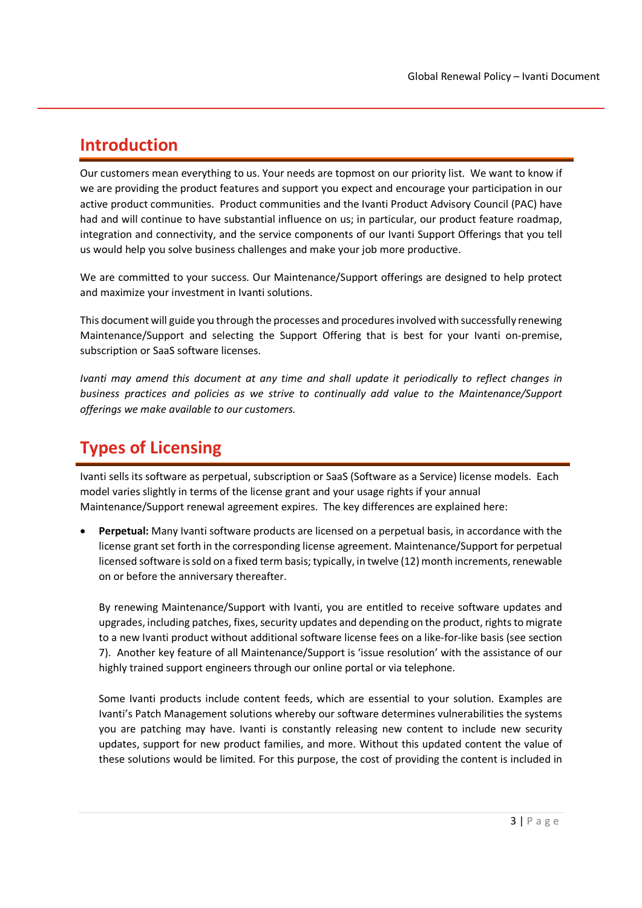# Introduction

Our customers mean everything to us. Your needs are topmost on our priority list. We want to know if we are providing the product features and support you expect and encourage your participation in our active product communities. Product communities and the Ivanti Product Advisory Council (PAC) have had and will continue to have substantial influence on us; in particular, our product feature roadmap, integration and connectivity, and the service components of our Ivanti Support Offerings that you tell us would help you solve business challenges and make your job more productive.

We are committed to your success. Our Maintenance/Support offerings are designed to help protect and maximize your investment in Ivanti solutions.

This document will guide you through the processes and procedures involved with successfully renewing Maintenance/Support and selecting the Support Offering that is best for your Ivanti on-premise, subscription or SaaS software licenses.

*Ivanti may amend this document at any time and shall update it periodically to reflect changes in business practices and policies as we strive to continually add value to the Maintenance/Support offerings we make available to our customers.*

# Types of Licensing

Ivanti sells its software as perpetual, subscription or SaaS (Software as a Service) license models. Each model varies slightly in terms of the license grant and your usage rights if your annual Maintenance/Support renewal agreement expires. The key differences are explained here:

- **Perpetual:** Many Ivanti software products are licensed on a perpetual basis, in accordance with the license grant set forth in the corresponding license agreement. Maintenance/Support for perpetual licensed software is sold on a fixed term basis; typically, in twelve (12) month increments, renewable on or before the anniversary thereafter.

  By renewing Maintenance/Support with Ivanti, you are entitled to receive software updates and upgrades, including patches, fixes, security updates and depending on the product, rights to migrate to a new Ivanti product without additional software license fees on a like-for-like basis (see section 7). Another key feature of all Maintenance/Support is 'issue resolution' with the assistance of our highly trained support engineers through our online portal or via telephone.

  Some Ivanti products include content feeds, which are essential to your solution. Examples are Ivanti's Patch Management solutions whereby our software determines vulnerabilities the systems you are patching may have. Ivanti is constantly releasing new content to include new security updates, support for new product families, and more. Without this updated content the value of these solutions would be limited. For this purpose, the cost of providing the content is included in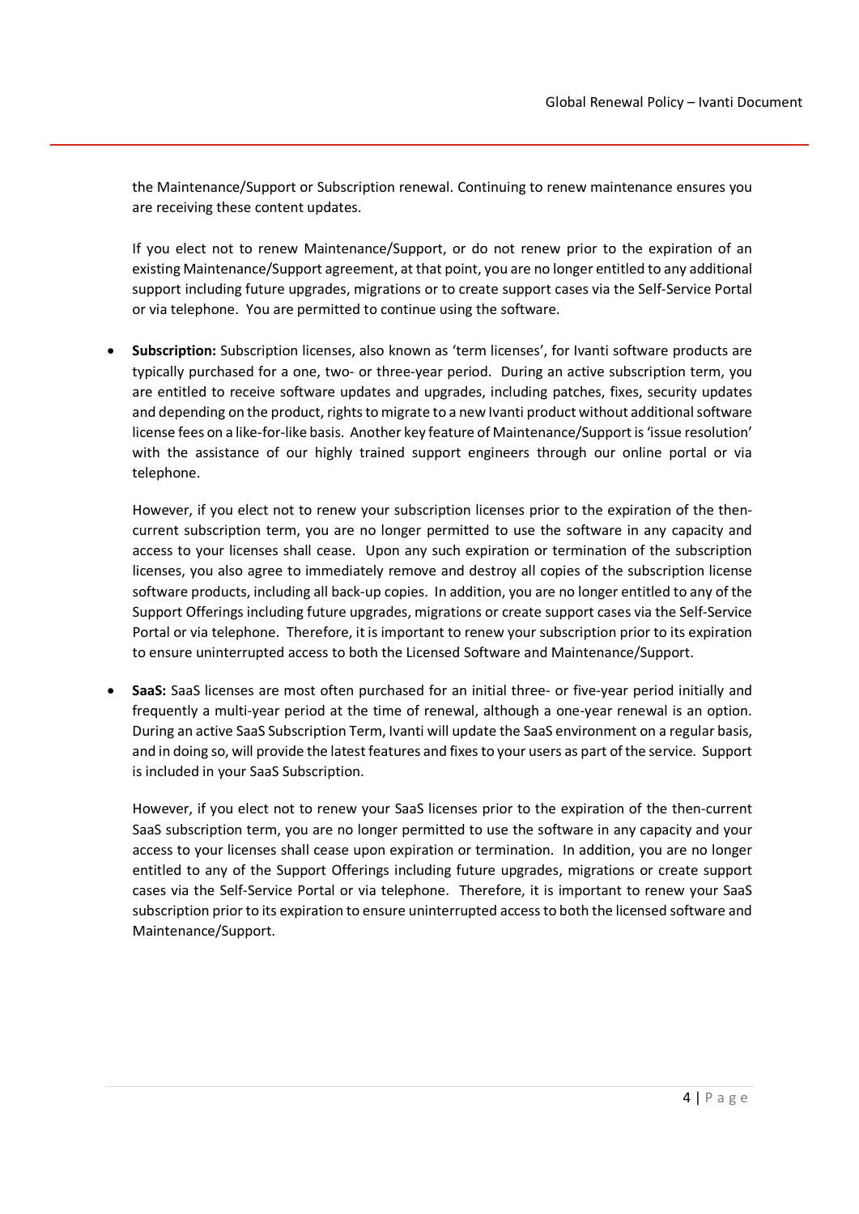the Maintenance/Support or Subscription renewal. Continuing to renew maintenance ensures you are receiving these content updates.

If you elect not to renew Maintenance/Support, or do not renew prior to the expiration of an existing Maintenance/Support agreement, at that point, you are no longer entitled to any additional support including future upgrades, migrations or to create support cases via the Self-Service Portal or via telephone. You are permitted to continue using the software.

- **Subscription:** Subscription licenses, also known as 'term licenses', for Ivanti software products are typically purchased for a one, two- or three-year period. During an active subscription term, you are entitled to receive software updates and upgrades, including patches, fixes, security updates and depending on the product, rights to migrate to a new Ivanti product without additional software license fees on a like-for-like basis. Another key feature of Maintenance/Support is 'issue resolution' with the assistance of our highly trained support engineers through our online portal or via telephone.

  However, if you elect not to renew your subscription licenses prior to the expiration of the then-current subscription term, you are no longer permitted to use the software in any capacity and access to your licenses shall cease. Upon any such expiration or termination of the subscription licenses, you also agree to immediately remove and destroy all copies of the subscription license software products, including all back-up copies. In addition, you are no longer entitled to any of the Support Offerings including future upgrades, migrations or create support cases via the Self-Service Portal or via telephone. Therefore, it is important to renew your subscription prior to its expiration to ensure uninterrupted access to both the Licensed Software and Maintenance/Support.

- **SaaS:** SaaS licenses are most often purchased for an initial three- or five-year period initially and frequently a multi-year period at the time of renewal, although a one-year renewal is an option. During an active SaaS Subscription Term, Ivanti will update the SaaS environment on a regular basis, and in doing so, will provide the latest features and fixes to your users as part of the service. Support is included in your SaaS Subscription.

  However, if you elect not to renew your SaaS licenses prior to the expiration of the then-current SaaS subscription term, you are no longer permitted to use the software in any capacity and your access to your licenses shall cease upon expiration or termination. In addition, you are no longer entitled to any of the Support Offerings including future upgrades, migrations or create support cases via the Self-Service Portal or via telephone. Therefore, it is important to renew your SaaS subscription prior to its expiration to ensure uninterrupted access to both the licensed software and Maintenance/Support.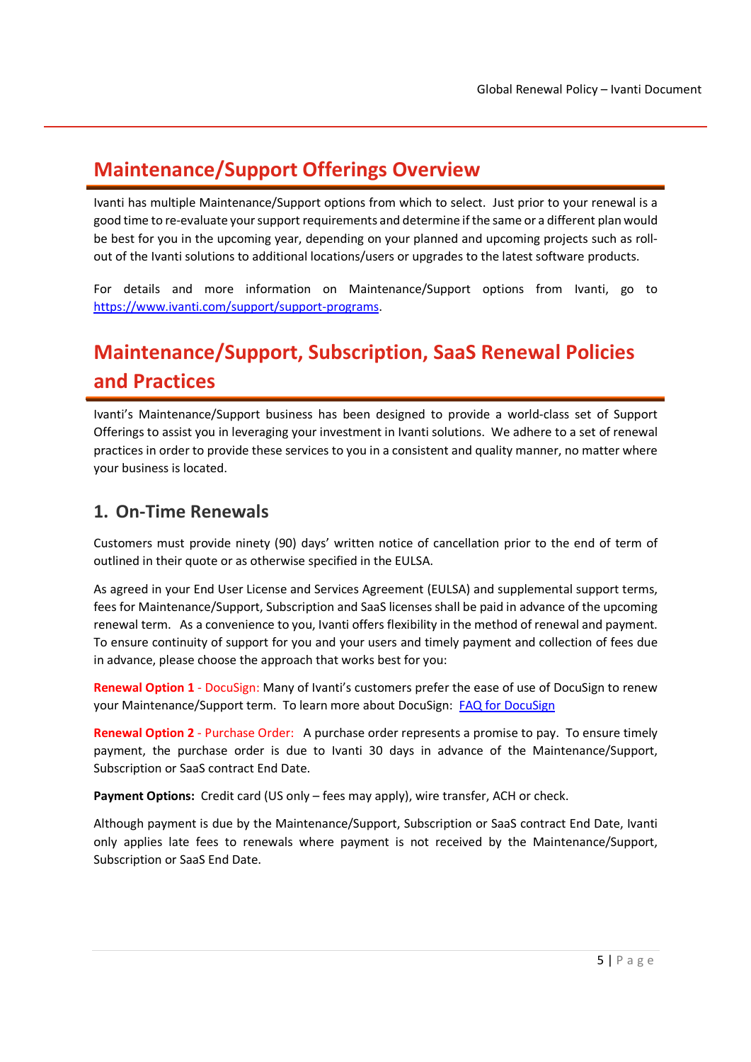# Maintenance/Support Offerings Overview

Ivanti has multiple Maintenance/Support options from which to select. Just prior to your renewal is a good time to re-evaluate your support requirements and determine if the same or a different plan would be best for you in the upcoming year, depending on your planned and upcoming projects such as roll-out of the Ivanti solutions to additional locations/users or upgrades to the latest software products.

For details and more information on Maintenance/Support options from Ivanti, go to [https://www.ivanti.com/support/support-programs](https://www.ivanti.com/support/support-programs).

# Maintenance/Support, Subscription, SaaS Renewal Policies and Practices

Ivanti's Maintenance/Support business has been designed to provide a world-class set of Support Offerings to assist you in leveraging your investment in Ivanti solutions. We adhere to a set of renewal practices in order to provide these services to you in a consistent and quality manner, no matter where your business is located.

## 1. On-Time Renewals

Customers must provide ninety (90) days' written notice of cancellation prior to the end of term of outlined in their quote or as otherwise specified in the EULSA.

As agreed in your End User License and Services Agreement (EULSA) and supplemental support terms, fees for Maintenance/Support, Subscription and SaaS licenses shall be paid in advance of the upcoming renewal term. As a convenience to you, Ivanti offers flexibility in the method of renewal and payment. To ensure continuity of support for you and your users and timely payment and collection of fees due in advance, please choose the approach that works best for you:

**Renewal Option 1** - DocuSign: Many of Ivanti's customers prefer the ease of use of DocuSign to renew your Maintenance/Support term. To learn more about DocuSign: FAQ for DocuSign

**Renewal Option 2** - Purchase Order: A purchase order represents a promise to pay. To ensure timely payment, the purchase order is due to Ivanti 30 days in advance of the Maintenance/Support, Subscription or SaaS contract End Date.

**Payment Options:** Credit card (US only – fees may apply), wire transfer, ACH or check.

Although payment is due by the Maintenance/Support, Subscription or SaaS contract End Date, Ivanti only applies late fees to renewals where payment is not received by the Maintenance/Support, Subscription or SaaS End Date.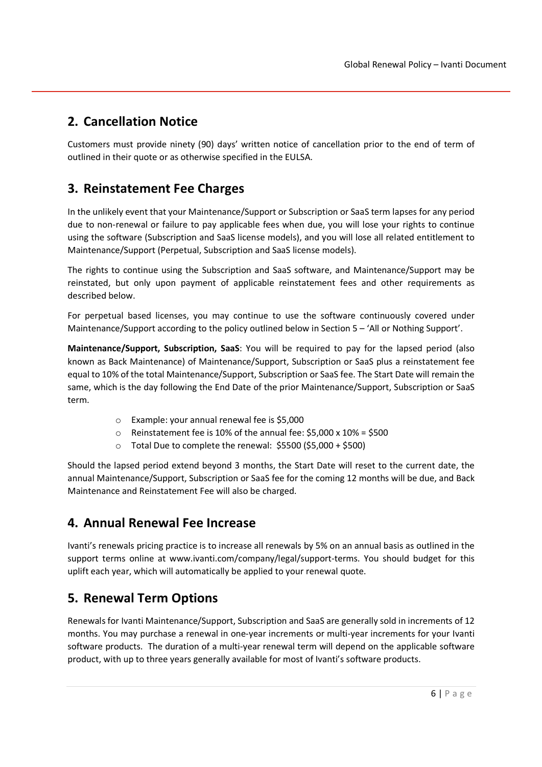## 2. Cancellation Notice

Customers must provide ninety (90) days' written notice of cancellation prior to the end of term of outlined in their quote or as otherwise specified in the EULSA.

## 3. Reinstatement Fee Charges

In the unlikely event that your Maintenance/Support or Subscription or SaaS term lapses for any period due to non-renewal or failure to pay applicable fees when due, you will lose your rights to continue using the software (Subscription and SaaS license models), and you will lose all related entitlement to Maintenance/Support (Perpetual, Subscription and SaaS license models).

The rights to continue using the Subscription and SaaS software, and Maintenance/Support may be reinstated, but only upon payment of applicable reinstatement fees and other requirements as described below.

For perpetual based licenses, you may continue to use the software continuously covered under Maintenance/Support according to the policy outlined below in Section 5 – 'All or Nothing Support'.

**Maintenance/Support, Subscription, SaaS**: You will be required to pay for the lapsed period (also known as Back Maintenance) of Maintenance/Support, Subscription or SaaS plus a reinstatement fee equal to 10% of the total Maintenance/Support, Subscription or SaaS fee. The Start Date will remain the same, which is the day following the End Date of the prior Maintenance/Support, Subscription or SaaS term.

- Example: your annual renewal fee is $5,000
- Reinstatement fee is 10% of the annual fee: $5,000 x 10% = $500
- Total Due to complete the renewal: $5500 ($5,000 + $500)

Should the lapsed period extend beyond 3 months, the Start Date will reset to the current date, the annual Maintenance/Support, Subscription or SaaS fee for the coming 12 months will be due, and Back Maintenance and Reinstatement Fee will also be charged.

## 4. Annual Renewal Fee Increase

Ivanti's renewals pricing practice is to increase all renewals by 5% on an annual basis as outlined in the support terms online at www.ivanti.com/company/legal/support-terms. You should budget for this uplift each year, which will automatically be applied to your renewal quote.

## 5. Renewal Term Options

Renewals for Ivanti Maintenance/Support, Subscription and SaaS are generally sold in increments of 12 months. You may purchase a renewal in one-year increments or multi-year increments for your Ivanti software products. The duration of a multi-year renewal term will depend on the applicable software product, with up to three years generally available for most of Ivanti's software products.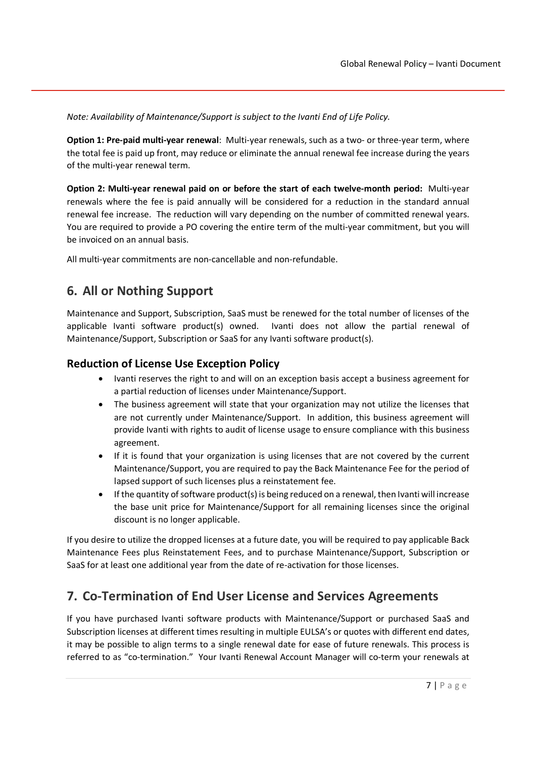*Note: Availability of Maintenance/Support is subject to the Ivanti End of Life Policy.*

**Option 1: Pre-paid multi-year renewal**: Multi-year renewals, such as a two- or three-year term, where the total fee is paid up front, may reduce or eliminate the annual renewal fee increase during the years of the multi-year renewal term.

**Option 2: Multi-year renewal paid on or before the start of each twelve-month period:** Multi-year renewals where the fee is paid annually will be considered for a reduction in the standard annual renewal fee increase. The reduction will vary depending on the number of committed renewal years. You are required to provide a PO covering the entire term of the multi-year commitment, but you will be invoiced on an annual basis.

All multi-year commitments are non-cancellable and non-refundable.

## 6. All or Nothing Support

Maintenance and Support, Subscription, SaaS must be renewed for the total number of licenses of the applicable Ivanti software product(s) owned. Ivanti does not allow the partial renewal of Maintenance/Support, Subscription or SaaS for any Ivanti software product(s).

### Reduction of License Use Exception Policy

- Ivanti reserves the right to and will on an exception basis accept a business agreement for a partial reduction of licenses under Maintenance/Support.
- The business agreement will state that your organization may not utilize the licenses that are not currently under Maintenance/Support. In addition, this business agreement will provide Ivanti with rights to audit of license usage to ensure compliance with this business agreement.
- If it is found that your organization is using licenses that are not covered by the current Maintenance/Support, you are required to pay the Back Maintenance Fee for the period of lapsed support of such licenses plus a reinstatement fee.
- If the quantity of software product(s) is being reduced on a renewal, then Ivanti will increase the base unit price for Maintenance/Support for all remaining licenses since the original discount is no longer applicable.

If you desire to utilize the dropped licenses at a future date, you will be required to pay applicable Back Maintenance Fees plus Reinstatement Fees, and to purchase Maintenance/Support, Subscription or SaaS for at least one additional year from the date of re-activation for those licenses.

## 7. Co-Termination of End User License and Services Agreements

If you have purchased Ivanti software products with Maintenance/Support or purchased SaaS and Subscription licenses at different times resulting in multiple EULSA's or quotes with different end dates, it may be possible to align terms to a single renewal date for ease of future renewals. This process is referred to as "co-termination." Your Ivanti Renewal Account Manager will co-term your renewals at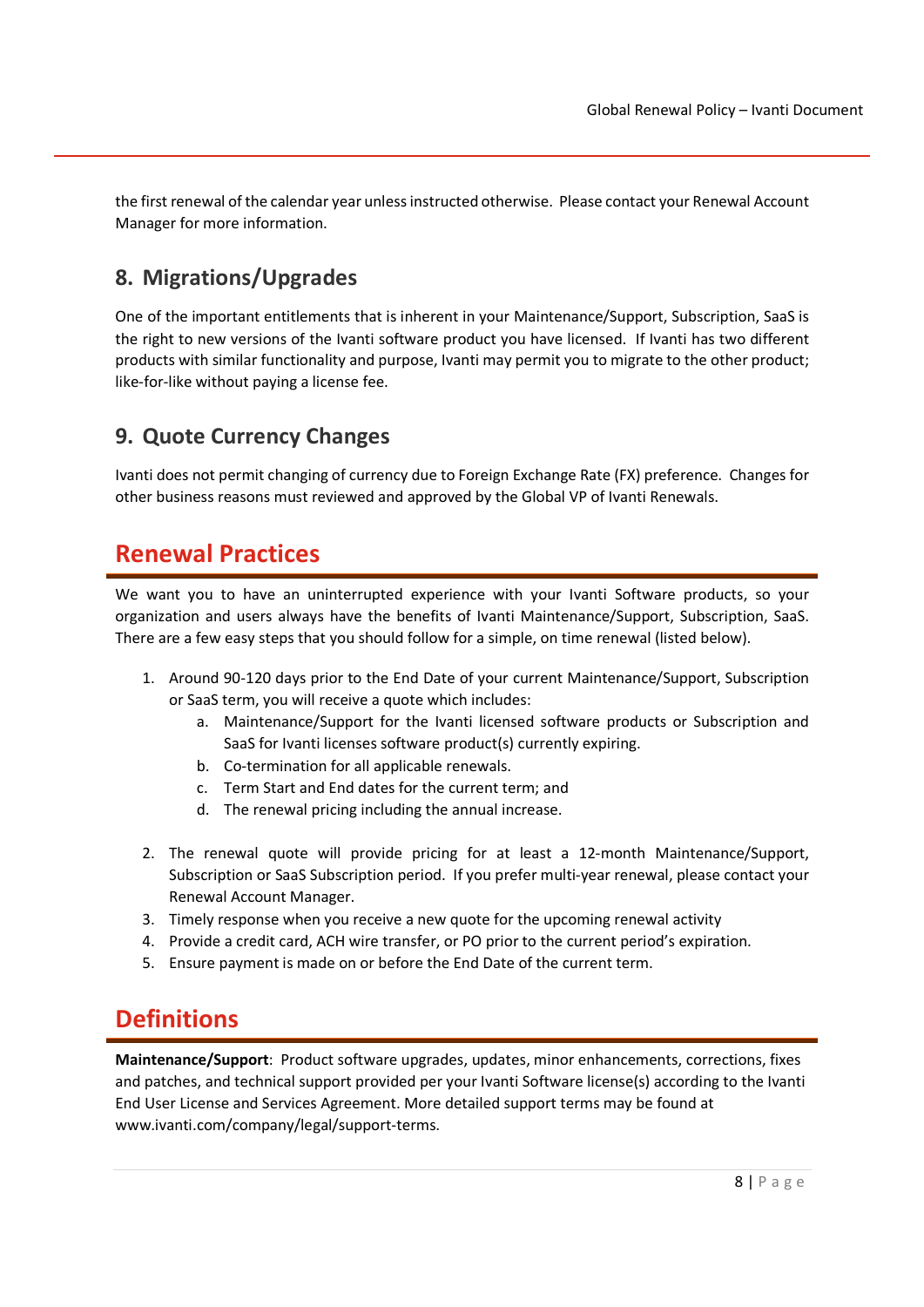the first renewal of the calendar year unless instructed otherwise. Please contact your Renewal Account Manager for more information.

## 8. Migrations/Upgrades

One of the important entitlements that is inherent in your Maintenance/Support, Subscription, SaaS is the right to new versions of the Ivanti software product you have licensed. If Ivanti has two different products with similar functionality and purpose, Ivanti may permit you to migrate to the other product; like-for-like without paying a license fee.

## 9. Quote Currency Changes

Ivanti does not permit changing of currency due to Foreign Exchange Rate (FX) preference. Changes for other business reasons must reviewed and approved by the Global VP of Ivanti Renewals.

# Renewal Practices

We want you to have an uninterrupted experience with your Ivanti Software products, so your organization and users always have the benefits of Ivanti Maintenance/Support, Subscription, SaaS. There are a few easy steps that you should follow for a simple, on time renewal (listed below).

1. Around 90-120 days prior to the End Date of your current Maintenance/Support, Subscription or SaaS term, you will receive a quote which includes:
   a. Maintenance/Support for the Ivanti licensed software products or Subscription and SaaS for Ivanti licenses software product(s) currently expiring.
   b. Co-termination for all applicable renewals.
   c. Term Start and End dates for the current term; and
   d. The renewal pricing including the annual increase.

2. The renewal quote will provide pricing for at least a 12-month Maintenance/Support, Subscription or SaaS Subscription period. If you prefer multi-year renewal, please contact your Renewal Account Manager.
3. Timely response when you receive a new quote for the upcoming renewal activity
4. Provide a credit card, ACH wire transfer, or PO prior to the current period's expiration.
5. Ensure payment is made on or before the End Date of the current term.

# Definitions

**Maintenance/Support**: Product software upgrades, updates, minor enhancements, corrections, fixes and patches, and technical support provided per your Ivanti Software license(s) according to the Ivanti End User License and Services Agreement. More detailed support terms may be found at www.ivanti.com/company/legal/support-terms.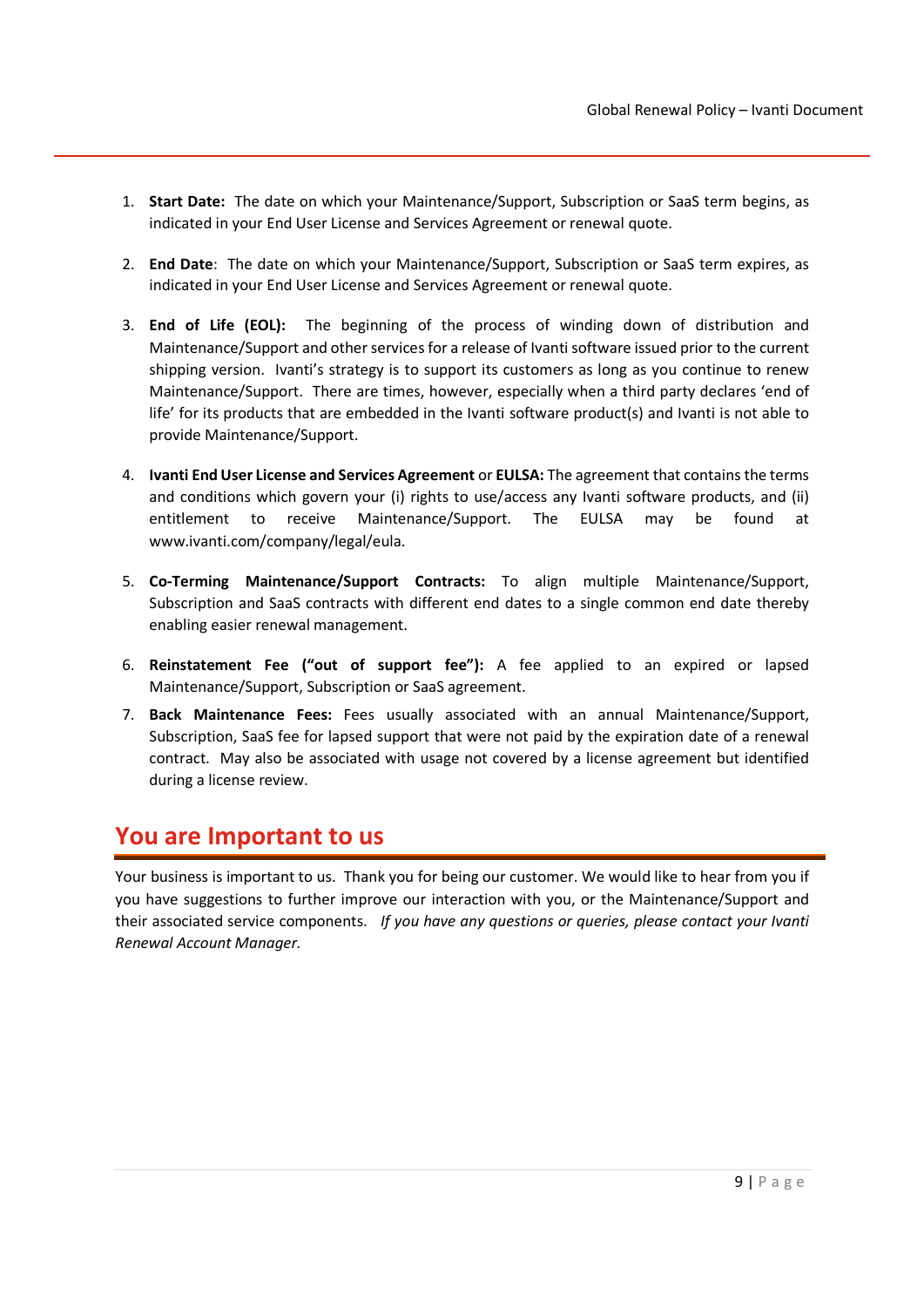1. **Start Date:** The date on which your Maintenance/Support, Subscription or SaaS term begins, as indicated in your End User License and Services Agreement or renewal quote.

2. **End Date**: The date on which your Maintenance/Support, Subscription or SaaS term expires, as indicated in your End User License and Services Agreement or renewal quote.

3. **End of Life (EOL):** The beginning of the process of winding down of distribution and Maintenance/Support and other services for a release of Ivanti software issued prior to the current shipping version. Ivanti's strategy is to support its customers as long as you continue to renew Maintenance/Support. There are times, however, especially when a third party declares 'end of life' for its products that are embedded in the Ivanti software product(s) and Ivanti is not able to provide Maintenance/Support.

4. **Ivanti End User License and Services Agreement** or **EULSA:** The agreement that contains the terms and conditions which govern your (i) rights to use/access any Ivanti software products, and (ii) entitlement to receive Maintenance/Support. The EULSA may be found at www.ivanti.com/company/legal/eula.

5. **Co-Terming Maintenance/Support Contracts:** To align multiple Maintenance/Support, Subscription and SaaS contracts with different end dates to a single common end date thereby enabling easier renewal management.

6. **Reinstatement Fee ("out of support fee"):** A fee applied to an expired or lapsed Maintenance/Support, Subscription or SaaS agreement.

7. **Back Maintenance Fees:** Fees usually associated with an annual Maintenance/Support, Subscription, SaaS fee for lapsed support that were not paid by the expiration date of a renewal contract. May also be associated with usage not covered by a license agreement but identified during a license review.

## You are Important to us

Your business is important to us. Thank you for being our customer. We would like to hear from you if you have suggestions to further improve our interaction with you, or the Maintenance/Support and their associated service components. *If you have any questions or queries, please contact your Ivanti Renewal Account Manager.*